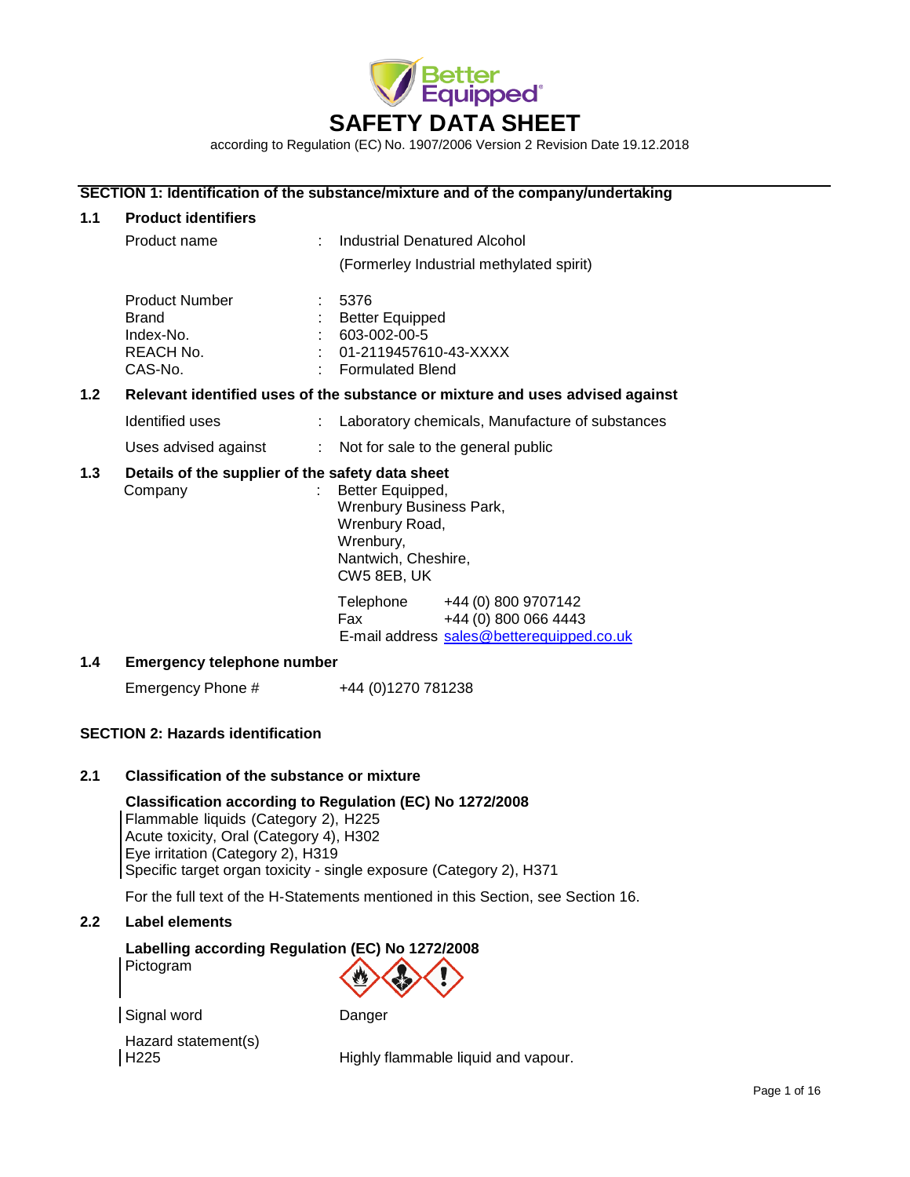# SAFETY DATA SHEET

according to Regulation (EC) No. 1907/2006 Version 2 Revision Date 19.12.2018

## SECTION 1: Identification of the substance/mixture and of the company/undertaking

### 1.1 Product identifiers

| | | |
|---|---|---|
| Product name | : | Industrial Denatured Alcohol<br>(Formerley Industrial methylated spirit) |
| Product Number | : | 5376 |
| Brand | : | Better Equipped |
| Index-No. | : | 603-002-00-5 |
| REACH No. | : | 01-2119457610-43-XXXX |
| CAS-No. | : | Formulated Blend |

### 1.2 Relevant identified uses of the substance or mixture and uses advised against

| | | |
|---|---|---|
| Identified uses | : | Laboratory chemicals, Manufacture of substances |
| Uses advised against | : | Not for sale to the general public |

### 1.3 Details of the supplier of the safety data sheet

Company : Better Equipped,
Wrenbury Business Park,
Wrenbury Road,
Wrenbury,
Nantwich, Cheshire,
CW5 8EB, UK

Telephone +44 (0) 800 9707142
Fax +44 (0) 800 066 4443
E-mail address sales@betterequipped.co.uk

### 1.4 Emergency telephone number

Emergency Phone # +44 (0)1270 781238

## SECTION 2: Hazards identification

### 2.1 Classification of the substance or mixture

**Classification according to Regulation (EC) No 1272/2008**

Flammable liquids (Category 2), H225
Acute toxicity, Oral (Category 4), H302
Eye irritation (Category 2), H319
Specific target organ toxicity - single exposure (Category 2), H371

For the full text of the H-Statements mentioned in this Section, see Section 16.

### 2.2 Label elements

**Labelling according Regulation (EC) No 1272/2008**

Pictogram

Signal word Danger

Hazard statement(s)
H225 Highly flammable liquid and vapour.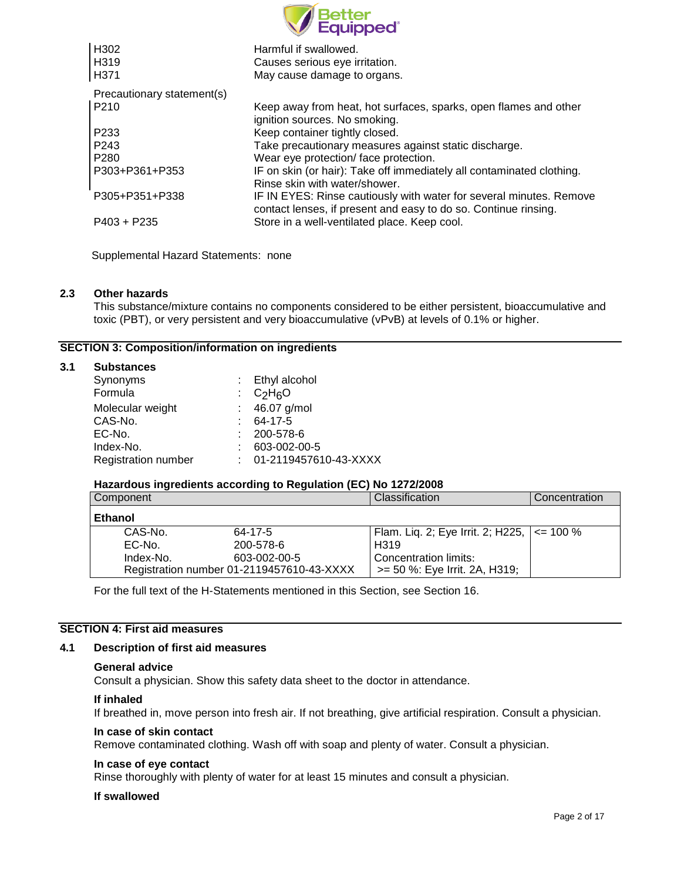| | |
|---|---|
| H302 | Harmful if swallowed. |
| H319 | Causes serious eye irritation. |
| H371 | May cause damage to organs. |

Precautionary statement(s)

| | |
|---|---|
| P210 | Keep away from heat, hot surfaces, sparks, open flames and other ignition sources. No smoking. |
| P233 | Keep container tightly closed. |
| P243 | Take precautionary measures against static discharge. |
| P280 | Wear eye protection/ face protection. |
| P303+P361+P353 | IF on skin (or hair): Take off immediately all contaminated clothing. Rinse skin with water/shower. |
| P305+P351+P338 | IF IN EYES: Rinse cautiously with water for several minutes. Remove contact lenses, if present and easy to do so. Continue rinsing. |
| P403 + P235 | Store in a well-ventilated place. Keep cool. |

Supplemental Hazard Statements: none

### 2.3 Other hazards

This substance/mixture contains no components considered to be either persistent, bioaccumulative and toxic (PBT), or very persistent and very bioaccumulative (vPvB) at levels of 0.1% or higher.

## SECTION 3: Composition/information on ingredients

### 3.1 Substances

| | | |
|---|---|---|
| Synonyms | : | Ethyl alcohol |
| Formula | : | $C_2H_6O$ |
| Molecular weight | : | 46.07 g/mol |
| CAS-No. | : | 64-17-5 |
| EC-No. | : | 200-578-6 |
| Index-No. | : | 603-002-00-5 |
| Registration number | : | 01-2119457610-43-XXXX |

**Hazardous ingredients according to Regulation (EC) No 1272/2008**

| Component | Classification | Concentration |
|---|---|---|
| **Ethanol** | | |
| CAS-No. 64-17-5<br>EC-No. 200-578-6<br>Index-No. 603-002-00-5<br>Registration number 01-2119457610-43-XXXX | Flam. Liq. 2; Eye Irrit. 2; H225, H319<br>Concentration limits:<br>>= 50 %: Eye Irrit. 2A, H319; | <= 100 % |

For the full text of the H-Statements mentioned in this Section, see Section 16.

## SECTION 4: First aid measures

### 4.1 Description of first aid measures

**General advice**

Consult a physician. Show this safety data sheet to the doctor in attendance.

**If inhaled**

If breathed in, move person into fresh air. If not breathing, give artificial respiration. Consult a physician.

**In case of skin contact**

Remove contaminated clothing. Wash off with soap and plenty of water. Consult a physician.

**In case of eye contact**

Rinse thoroughly with plenty of water for at least 15 minutes and consult a physician.

**If swallowed**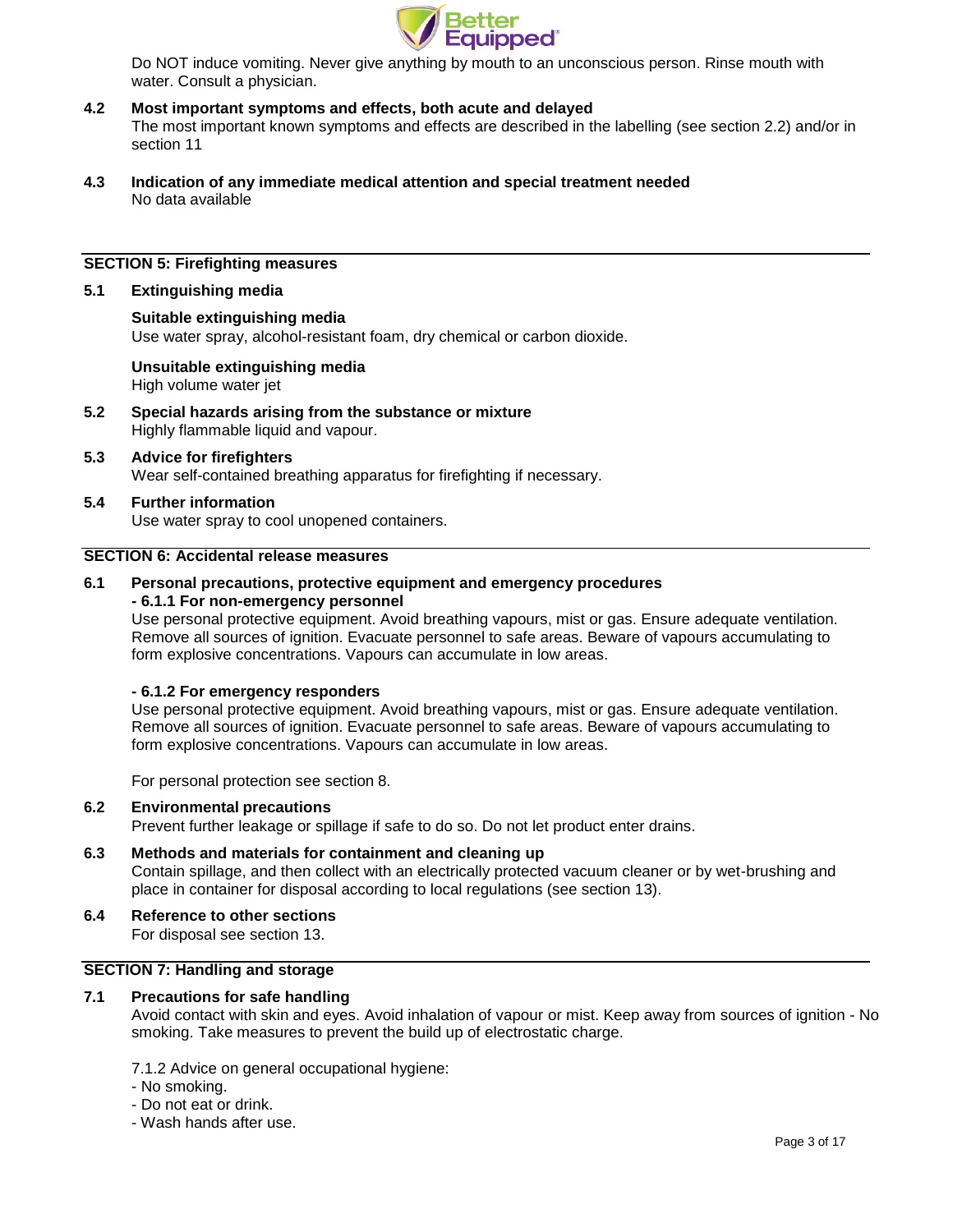Do NOT induce vomiting. Never give anything by mouth to an unconscious person. Rinse mouth with water. Consult a physician.

**4.2 Most important symptoms and effects, both acute and delayed**

The most important known symptoms and effects are described in the labelling (see section 2.2) and/or in section 11

**4.3 Indication of any immediate medical attention and special treatment needed**

No data available

## SECTION 5: Firefighting measures

**5.1 Extinguishing media**

**Suitable extinguishing media**

Use water spray, alcohol-resistant foam, dry chemical or carbon dioxide.

**Unsuitable extinguishing media**

High volume water jet

**5.2 Special hazards arising from the substance or mixture**

Highly flammable liquid and vapour.

**5.3 Advice for firefighters**

Wear self-contained breathing apparatus for firefighting if necessary.

**5.4 Further information**

Use water spray to cool unopened containers.

## SECTION 6: Accidental release measures

**6.1 Personal precautions, protective equipment and emergency procedures**

**- 6.1.1 For non-emergency personnel**

Use personal protective equipment. Avoid breathing vapours, mist or gas. Ensure adequate ventilation. Remove all sources of ignition. Evacuate personnel to safe areas. Beware of vapours accumulating to form explosive concentrations. Vapours can accumulate in low areas.

**- 6.1.2 For emergency responders**

Use personal protective equipment. Avoid breathing vapours, mist or gas. Ensure adequate ventilation. Remove all sources of ignition. Evacuate personnel to safe areas. Beware of vapours accumulating to form explosive concentrations. Vapours can accumulate in low areas.

For personal protection see section 8.

**6.2 Environmental precautions**

Prevent further leakage or spillage if safe to do so. Do not let product enter drains.

**6.3 Methods and materials for containment and cleaning up**

Contain spillage, and then collect with an electrically protected vacuum cleaner or by wet-brushing and place in container for disposal according to local regulations (see section 13).

**6.4 Reference to other sections**

For disposal see section 13.

## SECTION 7: Handling and storage

**7.1 Precautions for safe handling**

Avoid contact with skin and eyes. Avoid inhalation of vapour or mist. Keep away from sources of ignition - No smoking. Take measures to prevent the build up of electrostatic charge.

7.1.2 Advice on general occupational hygiene:

- No smoking.
- Do not eat or drink.
- Wash hands after use.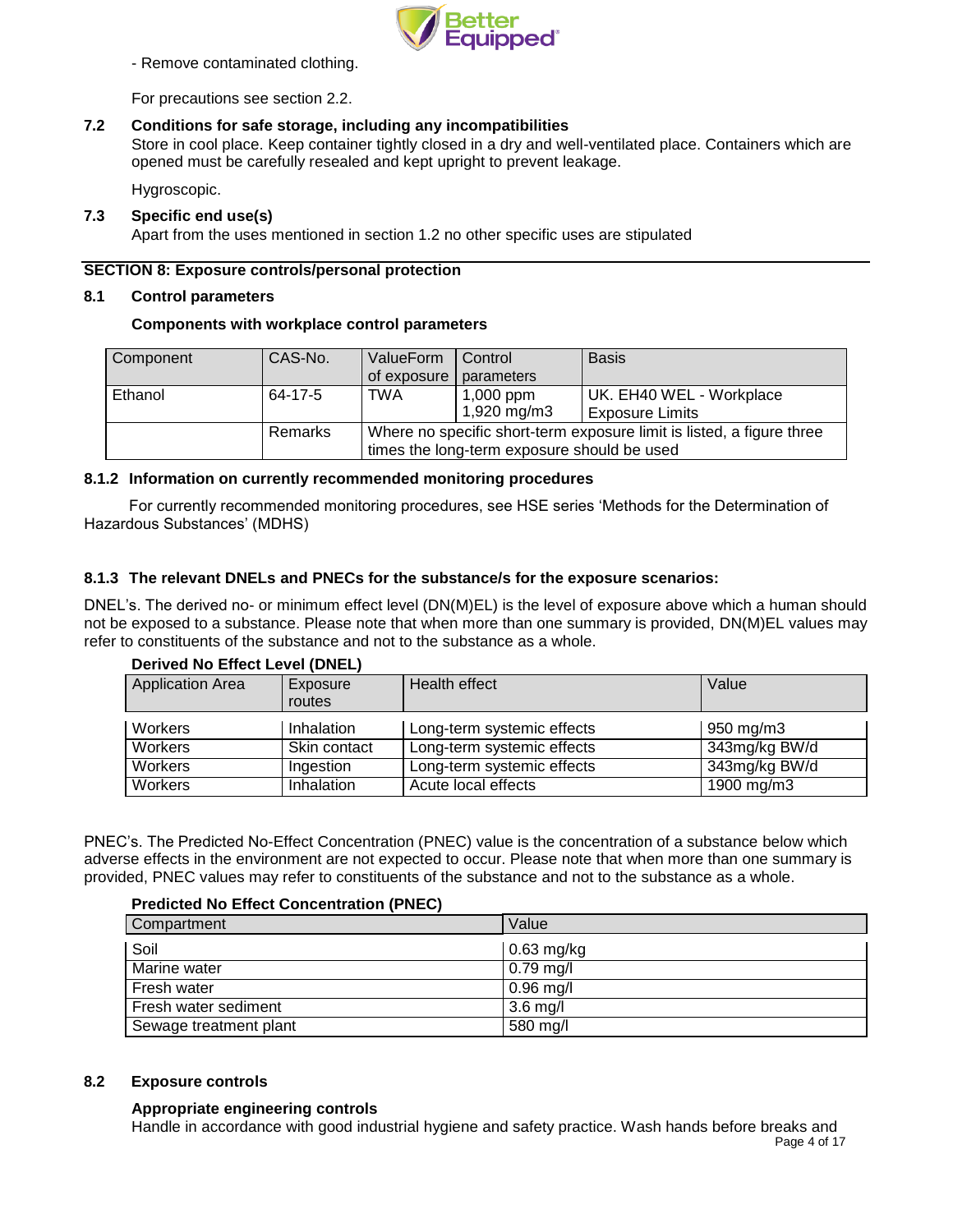- Remove contaminated clothing.

For precautions see section 2.2.

### 7.2 Conditions for safe storage, including any incompatibilities

Store in cool place. Keep container tightly closed in a dry and well-ventilated place. Containers which are opened must be carefully resealed and kept upright to prevent leakage.

Hygroscopic.

### 7.3 Specific end use(s)

Apart from the uses mentioned in section 1.2 no other specific uses are stipulated

## SECTION 8: Exposure controls/personal protection

### 8.1 Control parameters

**Components with workplace control parameters**

| Component | CAS-No. | ValueForm of exposure | Control parameters | Basis |
|---|---|---|---|---|
| Ethanol | 64-17-5 | TWA | 1,000 ppm<br>1,920 mg/m3 | UK. EH40 WEL - Workplace Exposure Limits |
| | Remarks | Where no specific short-term exposure limit is listed, a figure three times the long-term exposure should be used | | |

### 8.1.2 Information on currently recommended monitoring procedures

For currently recommended monitoring procedures, see HSE series 'Methods for the Determination of Hazardous Substances' (MDHS)

### 8.1.3 The relevant DNELs and PNECs for the substance/s for the exposure scenarios:

DNEL's. The derived no- or minimum effect level (DN(M)EL) is the level of exposure above which a human should not be exposed to a substance. Please note that when more than one summary is provided, DN(M)EL values may refer to constituents of the substance and not to the substance as a whole.

**Derived No Effect Level (DNEL)**

| Application Area | Exposure routes | Health effect | Value |
|---|---|---|---|
| Workers | Inhalation | Long-term systemic effects | 950 mg/m3 |
| Workers | Skin contact | Long-term systemic effects | 343mg/kg BW/d |
| Workers | Ingestion | Long-term systemic effects | 343mg/kg BW/d |
| Workers | Inhalation | Acute local effects | 1900 mg/m3 |

PNEC's. The Predicted No-Effect Concentration (PNEC) value is the concentration of a substance below which adverse effects in the environment are not expected to occur. Please note that when more than one summary is provided, PNEC values may refer to constituents of the substance and not to the substance as a whole.

**Predicted No Effect Concentration (PNEC)**

| Compartment | Value |
|---|---|
| Soil | 0.63 mg/kg |
| Marine water | 0.79 mg/l |
| Fresh water | 0.96 mg/l |
| Fresh water sediment | 3.6 mg/l |
| Sewage treatment plant | 580 mg/l |

### 8.2 Exposure controls

**Appropriate engineering controls**

Handle in accordance with good industrial hygiene and safety practice. Wash hands before breaks and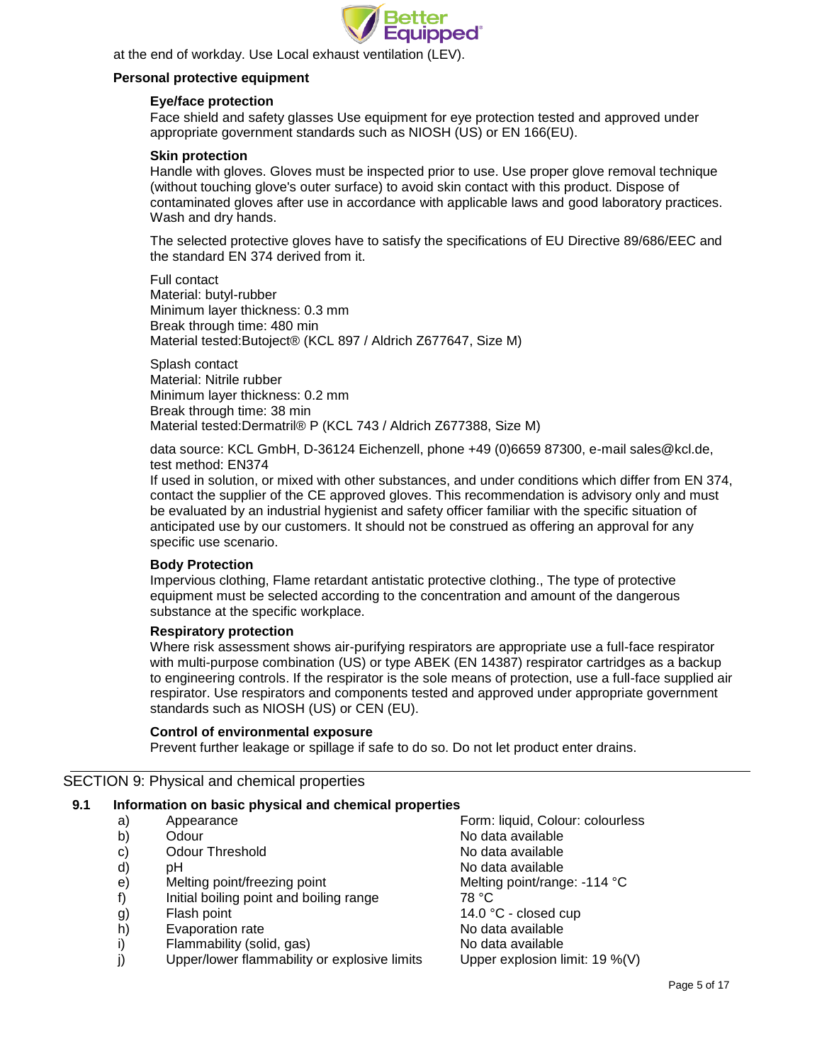at the end of workday. Use Local exhaust ventilation (LEV).

### Personal protective equipment

#### Eye/face protection

Face shield and safety glasses Use equipment for eye protection tested and approved under appropriate government standards such as NIOSH (US) or EN 166(EU).

#### Skin protection

Handle with gloves. Gloves must be inspected prior to use. Use proper glove removal technique (without touching glove's outer surface) to avoid skin contact with this product. Dispose of contaminated gloves after use in accordance with applicable laws and good laboratory practices. Wash and dry hands.

The selected protective gloves have to satisfy the specifications of EU Directive 89/686/EEC and the standard EN 374 derived from it.

Full contact
Material: butyl-rubber
Minimum layer thickness: 0.3 mm
Break through time: 480 min
Material tested:Butoject® (KCL 897 / Aldrich Z677647, Size M)

Splash contact
Material: Nitrile rubber
Minimum layer thickness: 0.2 mm
Break through time: 38 min
Material tested:Dermatril® P (KCL 743 / Aldrich Z677388, Size M)

data source: KCL GmbH, D-36124 Eichenzell, phone +49 (0)6659 87300, e-mail sales@kcl.de, test method: EN374
If used in solution, or mixed with other substances, and under conditions which differ from EN 374, contact the supplier of the CE approved gloves. This recommendation is advisory only and must be evaluated by an industrial hygienist and safety officer familiar with the specific situation of anticipated use by our customers. It should not be construed as offering an approval for any specific use scenario.

#### Body Protection

Impervious clothing, Flame retardant antistatic protective clothing., The type of protective equipment must be selected according to the concentration and amount of the dangerous substance at the specific workplace.

#### Respiratory protection

Where risk assessment shows air-purifying respirators are appropriate use a full-face respirator with multi-purpose combination (US) or type ABEK (EN 14387) respirator cartridges as a backup to engineering controls. If the respirator is the sole means of protection, use a full-face supplied air respirator. Use respirators and components tested and approved under appropriate government standards such as NIOSH (US) or CEN (EU).

#### Control of environmental exposure

Prevent further leakage or spillage if safe to do so. Do not let product enter drains.

## SECTION 9: Physical and chemical properties

### 9.1 Information on basic physical and chemical properties

| | | |
|---|---|---|
| a) | Appearance | Form: liquid, Colour: colourless |
| b) | Odour | No data available |
| c) | Odour Threshold | No data available |
| d) | pH | No data available |
| e) | Melting point/freezing point | Melting point/range: -114 °C |
| f) | Initial boiling point and boiling range | 78 °C |
| g) | Flash point | 14.0 °C - closed cup |
| h) | Evaporation rate | No data available |
| i) | Flammability (solid, gas) | No data available |
| j) | Upper/lower flammability or explosive limits | Upper explosion limit: 19 %(V) |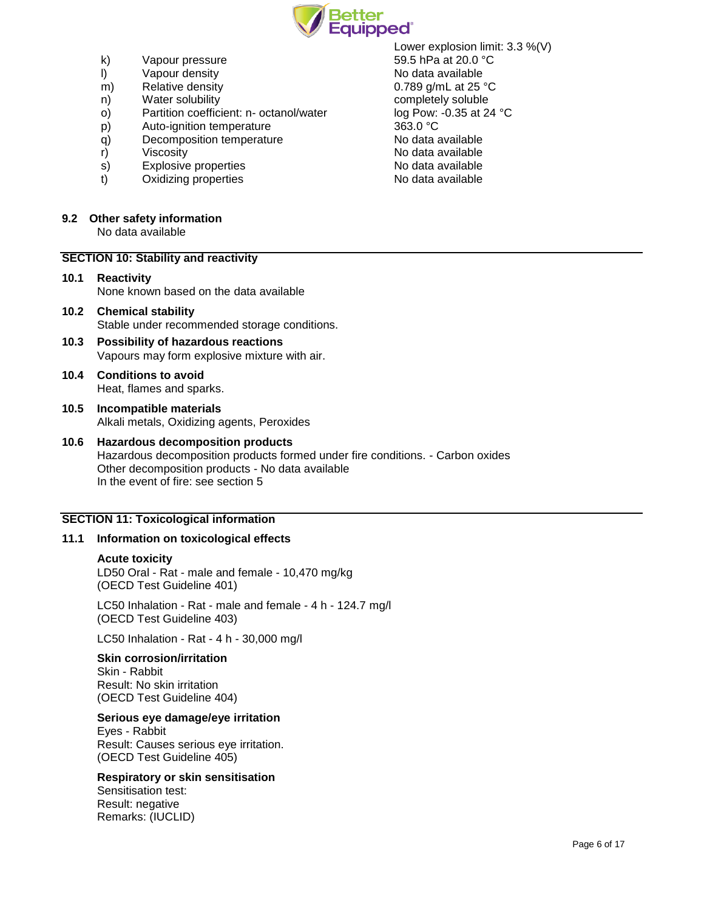| | | |
|---|---|---|
| | | Lower explosion limit: 3.3 %(V) |
| k) | Vapour pressure | 59.5 hPa at 20.0 °C |
| l) | Vapour density | No data available |
| m) | Relative density | 0.789 g/mL at 25 °C |
| n) | Water solubility | completely soluble |
| o) | Partition coefficient: n- octanol/water | log Pow: -0.35 at 24 °C |
| p) | Auto-ignition temperature | 363.0 °C |
| q) | Decomposition temperature | No data available |
| r) | Viscosity | No data available |
| s) | Explosive properties | No data available |
| t) | Oxidizing properties | No data available |

### 9.2 Other safety information

No data available

## SECTION 10: Stability and reactivity

### 10.1 Reactivity

None known based on the data available

### 10.2 Chemical stability

Stable under recommended storage conditions.

### 10.3 Possibility of hazardous reactions

Vapours may form explosive mixture with air.

### 10.4 Conditions to avoid

Heat, flames and sparks.

### 10.5 Incompatible materials

Alkali metals, Oxidizing agents, Peroxides

### 10.6 Hazardous decomposition products

Hazardous decomposition products formed under fire conditions. - Carbon oxides
Other decomposition products - No data available
In the event of fire: see section 5

## SECTION 11: Toxicological information

### 11.1 Information on toxicological effects

**Acute toxicity**

LD50 Oral - Rat - male and female - 10,470 mg/kg
(OECD Test Guideline 401)

LC50 Inhalation - Rat - male and female - 4 h - 124.7 mg/l
(OECD Test Guideline 403)

LC50 Inhalation - Rat - 4 h - 30,000 mg/l

**Skin corrosion/irritation**

Skin - Rabbit
Result: No skin irritation
(OECD Test Guideline 404)

**Serious eye damage/eye irritation**

Eyes - Rabbit
Result: Causes serious eye irritation.
(OECD Test Guideline 405)

**Respiratory or skin sensitisation**

Sensitisation test:
Result: negative
Remarks: (IUCLID)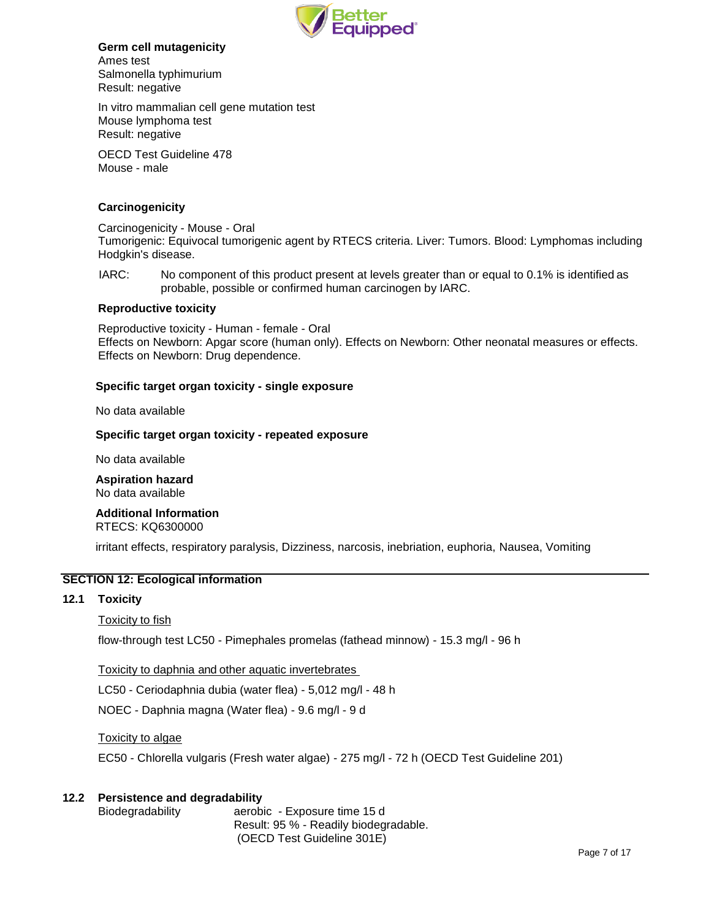**Germ cell mutagenicity**

Ames test
Salmonella typhimurium
Result: negative

In vitro mammalian cell gene mutation test
Mouse lymphoma test
Result: negative

OECD Test Guideline 478
Mouse - male

**Carcinogenicity**

Carcinogenicity - Mouse - Oral
Tumorigenic: Equivocal tumorigenic agent by RTECS criteria. Liver: Tumors. Blood: Lymphomas including Hodgkin's disease.

IARC: No component of this product present at levels greater than or equal to 0.1% is identified as probable, possible or confirmed human carcinogen by IARC.

**Reproductive toxicity**

Reproductive toxicity - Human - female - Oral
Effects on Newborn: Apgar score (human only). Effects on Newborn: Other neonatal measures or effects. Effects on Newborn: Drug dependence.

**Specific target organ toxicity - single exposure**

No data available

**Specific target organ toxicity - repeated exposure**

No data available

**Aspiration hazard**
No data available

**Additional Information**
RTECS: KQ6300000

irritant effects, respiratory paralysis, Dizziness, narcosis, inebriation, euphoria, Nausea, Vomiting

## SECTION 12: Ecological information

### 12.1 Toxicity

Toxicity to fish

flow-through test LC50 - Pimephales promelas (fathead minnow) - 15.3 mg/l - 96 h

Toxicity to daphnia and other aquatic invertebrates

LC50 - Ceriodaphnia dubia (water flea) - 5,012 mg/l - 48 h

NOEC - Daphnia magna (Water flea) - 9.6 mg/l - 9 d

Toxicity to algae

EC50 - Chlorella vulgaris (Fresh water algae) - 275 mg/l - 72 h (OECD Test Guideline 201)

### 12.2 Persistence and degradability

Biodegradability aerobic - Exposure time 15 d
Result: 95 % - Readily biodegradable.
(OECD Test Guideline 301E)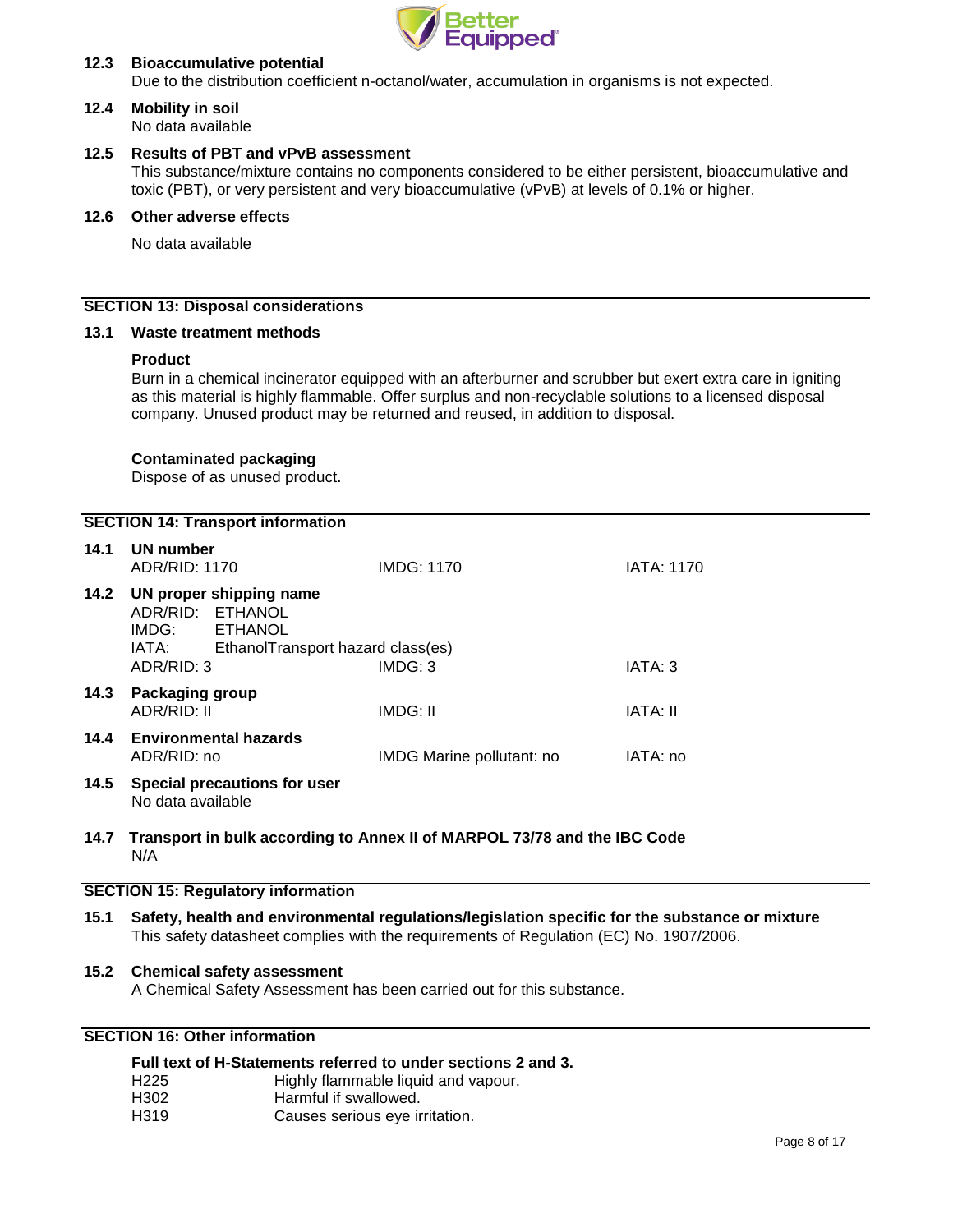### 12.3 Bioaccumulative potential

Due to the distribution coefficient n-octanol/water, accumulation in organisms is not expected.

### 12.4 Mobility in soil

No data available

### 12.5 Results of PBT and vPvB assessment

This substance/mixture contains no components considered to be either persistent, bioaccumulative and toxic (PBT), or very persistent and very bioaccumulative (vPvB) at levels of 0.1% or higher.

### 12.6 Other adverse effects

No data available

## SECTION 13: Disposal considerations

### 13.1 Waste treatment methods

**Product**

Burn in a chemical incinerator equipped with an afterburner and scrubber but exert extra care in igniting as this material is highly flammable. Offer surplus and non-recyclable solutions to a licensed disposal company. Unused product may be returned and reused, in addition to disposal.

**Contaminated packaging**

Dispose of as unused product.

## SECTION 14: Transport information

### 14.1 UN number

| ADR/RID: 1170 | IMDG: 1170 | IATA: 1170 |
|---|---|---|

### 14.2 UN proper shipping name

ADR/RID: ETHANOL
IMDG: ETHANOL
IATA: EthanolTransport hazard class(es)

| ADR/RID: 3 | IMDG: 3 | IATA: 3 |
|---|---|---|

### 14.3 Packaging group

| ADR/RID: II | IMDG: II | IATA: II |
|---|---|---|

### 14.4 Environmental hazards

| ADR/RID: no | IMDG Marine pollutant: no | IATA: no |
|---|---|---|

### 14.5 Special precautions for user

No data available

### 14.7 Transport in bulk according to Annex II of MARPOL 73/78 and the IBC Code

N/A

## SECTION 15: Regulatory information

### 15.1 Safety, health and environmental regulations/legislation specific for the substance or mixture

This safety datasheet complies with the requirements of Regulation (EC) No. 1907/2006.

### 15.2 Chemical safety assessment

A Chemical Safety Assessment has been carried out for this substance.

## SECTION 16: Other information

**Full text of H-Statements referred to under sections 2 and 3.**

| | |
|---|---|
| H225 | Highly flammable liquid and vapour. |
| H302 | Harmful if swallowed. |
| H319 | Causes serious eye irritation. |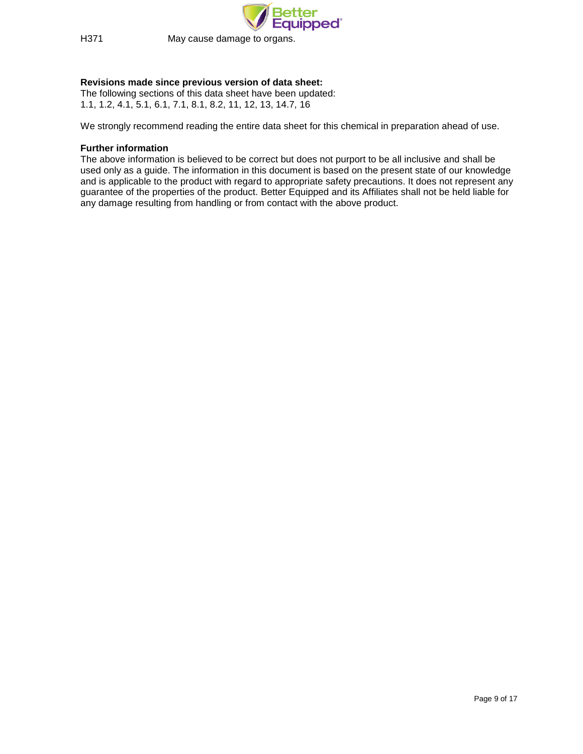H371 May cause damage to organs.

**Revisions made since previous version of data sheet:**
The following sections of this data sheet have been updated:
1.1, 1.2, 4.1, 5.1, 6.1, 7.1, 8.1, 8.2, 11, 12, 13, 14.7, 16

We strongly recommend reading the entire data sheet for this chemical in preparation ahead of use.

**Further information**
The above information is believed to be correct but does not purport to be all inclusive and shall be used only as a guide. The information in this document is based on the present state of our knowledge and is applicable to the product with regard to appropriate safety precautions. It does not represent any guarantee of the properties of the product. Better Equipped and its Affiliates shall not be held liable for any damage resulting from handling or from contact with the above product.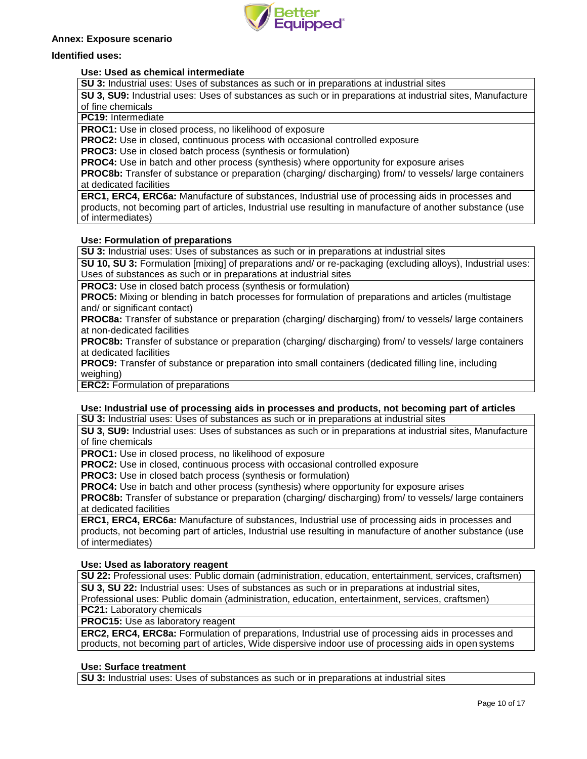**Annex: Exposure scenario**

**Identified uses:**

**Use: Used as chemical intermediate**

| |
|---|
| **SU 3:** Industrial uses: Uses of substances as such or in preparations at industrial sites |
| **SU 3, SU9:** Industrial uses: Uses of substances as such or in preparations at industrial sites, Manufacture of fine chemicals |
| **PC19:** Intermediate |
| **PROC1:** Use in closed process, no likelihood of exposure<br>**PROC2:** Use in closed, continuous process with occasional controlled exposure<br>**PROC3:** Use in closed batch process (synthesis or formulation)<br>**PROC4:** Use in batch and other process (synthesis) where opportunity for exposure arises<br>**PROC8b:** Transfer of substance or preparation (charging/ discharging) from/ to vessels/ large containers at dedicated facilities |
| **ERC1, ERC4, ERC6a:** Manufacture of substances, Industrial use of processing aids in processes and products, not becoming part of articles, Industrial use resulting in manufacture of another substance (use of intermediates) |

**Use: Formulation of preparations**

| |
|---|
| **SU 3:** Industrial uses: Uses of substances as such or in preparations at industrial sites |
| **SU 10, SU 3:** Formulation [mixing] of preparations and/ or re-packaging (excluding alloys), Industrial uses: Uses of substances as such or in preparations at industrial sites |
| **PROC3:** Use in closed batch process (synthesis or formulation)<br>**PROC5:** Mixing or blending in batch processes for formulation of preparations and articles (multistage and/ or significant contact)<br>**PROC8a:** Transfer of substance or preparation (charging/ discharging) from/ to vessels/ large containers at non-dedicated facilities<br>**PROC8b:** Transfer of substance or preparation (charging/ discharging) from/ to vessels/ large containers at dedicated facilities<br>**PROC9:** Transfer of substance or preparation into small containers (dedicated filling line, including weighing) |
| **ERC2:** Formulation of preparations |

**Use: Industrial use of processing aids in processes and products, not becoming part of articles**

| |
|---|
| **SU 3:** Industrial uses: Uses of substances as such or in preparations at industrial sites |
| **SU 3, SU9:** Industrial uses: Uses of substances as such or in preparations at industrial sites, Manufacture of fine chemicals |
| **PROC1:** Use in closed process, no likelihood of exposure<br>**PROC2:** Use in closed, continuous process with occasional controlled exposure<br>**PROC3:** Use in closed batch process (synthesis or formulation)<br>**PROC4:** Use in batch and other process (synthesis) where opportunity for exposure arises<br>**PROC8b:** Transfer of substance or preparation (charging/ discharging) from/ to vessels/ large containers at dedicated facilities |
| **ERC1, ERC4, ERC6a:** Manufacture of substances, Industrial use of processing aids in processes and products, not becoming part of articles, Industrial use resulting in manufacture of another substance (use of intermediates) |

**Use: Used as laboratory reagent**

| |
|---|
| **SU 22:** Professional uses: Public domain (administration, education, entertainment, services, craftsmen) |
| **SU 3, SU 22:** Industrial uses: Uses of substances as such or in preparations at industrial sites, Professional uses: Public domain (administration, education, entertainment, services, craftsmen) |
| **PC21:** Laboratory chemicals |
| **PROC15:** Use as laboratory reagent |
| **ERC2, ERC4, ERC8a:** Formulation of preparations, Industrial use of processing aids in processes and products, not becoming part of articles, Wide dispersive indoor use of processing aids in open systems |

**Use: Surface treatment**

| |
|---|
| **SU 3:** Industrial uses: Uses of substances as such or in preparations at industrial sites |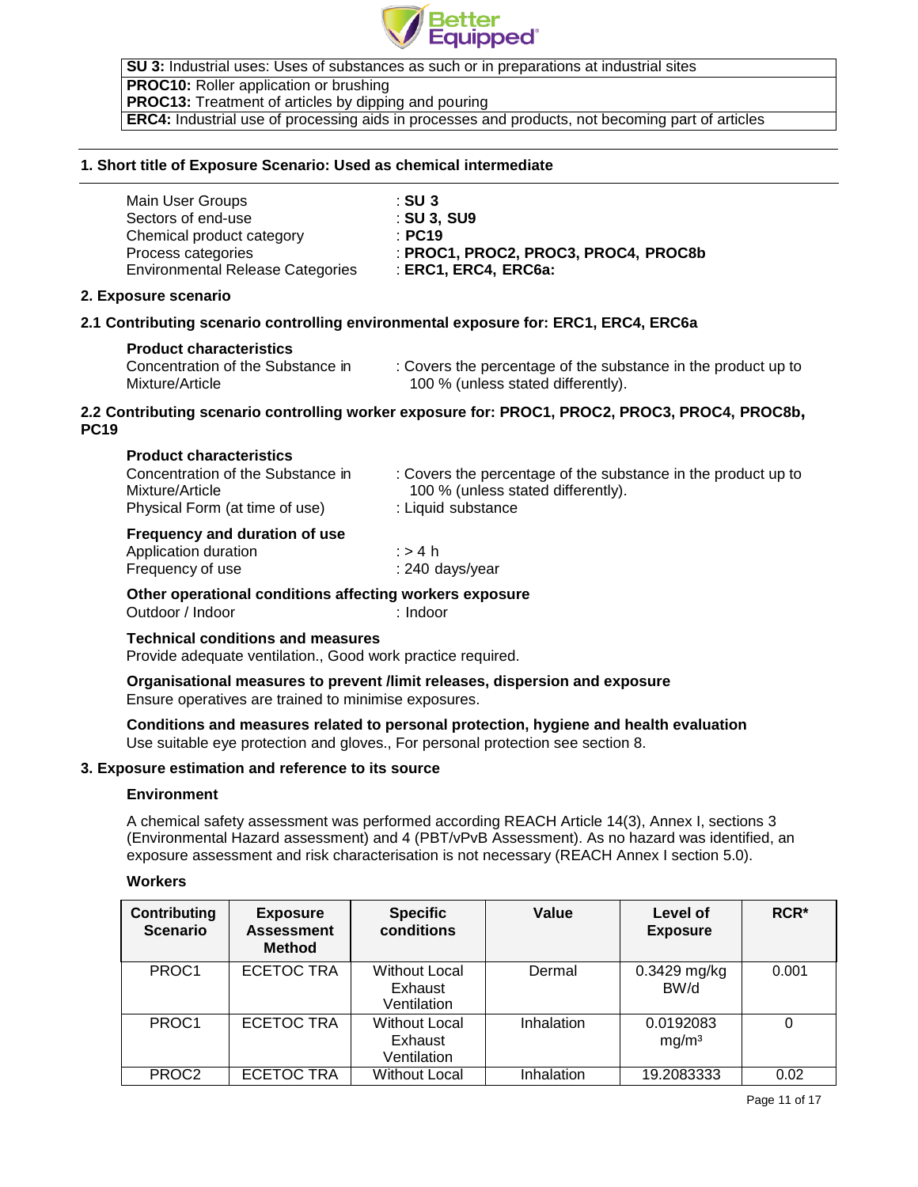| |
|---|
| **SU 3:** Industrial uses: Uses of substances as such or in preparations at industrial sites |
| **PROC10:** Roller application or brushing<br>**PROC13:** Treatment of articles by dipping and pouring |
| **ERC4:** Industrial use of processing aids in processes and products, not becoming part of articles |

## 1. Short title of Exposure Scenario: Used as chemical intermediate

| | |
|---|---|
| Main User Groups | : **SU 3** |
| Sectors of end-use | : **SU 3, SU9** |
| Chemical product category | : **PC19** |
| Process categories | : **PROC1, PROC2, PROC3, PROC4, PROC8b** |
| Environmental Release Categories | : **ERC1, ERC4, ERC6a:** |

## 2. Exposure scenario

### 2.1 Contributing scenario controlling environmental exposure for: ERC1, ERC4, ERC6a

**Product characteristics**

| | |
|---|---|
| Concentration of the Substance in Mixture/Article | : Covers the percentage of the substance in the product up to 100 % (unless stated differently). |

### 2.2 Contributing scenario controlling worker exposure for: PROC1, PROC2, PROC3, PROC4, PROC8b, PC19

**Product characteristics**

| | |
|---|---|
| Concentration of the Substance in Mixture/Article | : Covers the percentage of the substance in the product up to 100 % (unless stated differently). |
| Physical Form (at time of use) | : Liquid substance |

**Frequency and duration of use**

| | |
|---|---|
| Application duration | : > 4 h |
| Frequency of use | : 240 days/year |

**Other operational conditions affecting workers exposure**

| | |
|---|---|
| Outdoor / Indoor | : Indoor |

**Technical conditions and measures**
Provide adequate ventilation., Good work practice required.

**Organisational measures to prevent /limit releases, dispersion and exposure**
Ensure operatives are trained to minimise exposures.

**Conditions and measures related to personal protection, hygiene and health evaluation**
Use suitable eye protection and gloves., For personal protection see section 8.

## 3. Exposure estimation and reference to its source

**Environment**

A chemical safety assessment was performed according REACH Article 14(3), Annex I, sections 3 (Environmental Hazard assessment) and 4 (PBT/vPvB Assessment). As no hazard was identified, an exposure assessment and risk characterisation is not necessary (REACH Annex I section 5.0).

**Workers**

| Contributing Scenario | Exposure Assessment Method | Specific conditions | Value | Level of Exposure | RCR* |
|---|---|---|---|---|---|
| PROC1 | ECETOC TRA | Without Local Exhaust Ventilation | Dermal | 0.3429 mg/kg BW/d | 0.001 |
| PROC1 | ECETOC TRA | Without Local Exhaust Ventilation | Inhalation | 0.0192083 mg/m³ | 0 |
| PROC2 | ECETOC TRA | Without Local | Inhalation | 19.2083333 | 0.02 |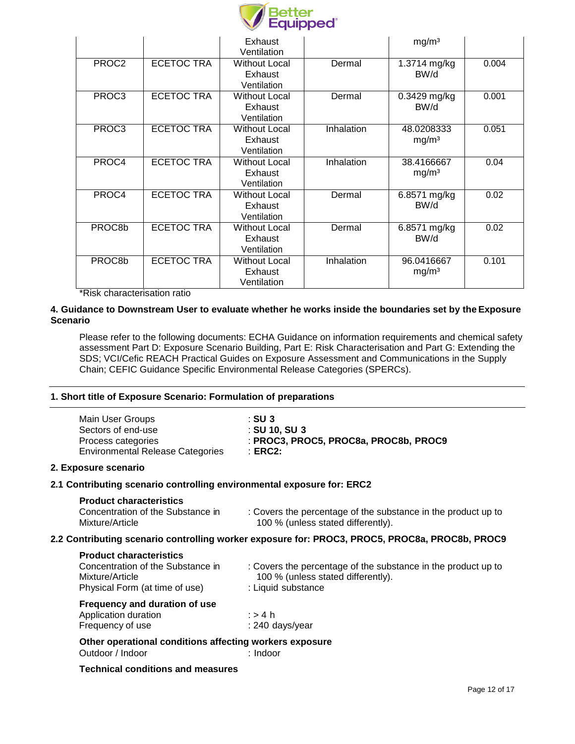| | | Exhaust Ventilation | | mg/m³ | |
|---|---|---|---|---|---|
| PROC2 | ECETOC TRA | Without Local Exhaust Ventilation | Dermal | 1.3714 mg/kg BW/d | 0.004 |
| PROC3 | ECETOC TRA | Without Local Exhaust Ventilation | Dermal | 0.3429 mg/kg BW/d | 0.001 |
| PROC3 | ECETOC TRA | Without Local Exhaust Ventilation | Inhalation | 48.0208333 mg/m³ | 0.051 |
| PROC4 | ECETOC TRA | Without Local Exhaust Ventilation | Inhalation | 38.4166667 mg/m³ | 0.04 |
| PROC4 | ECETOC TRA | Without Local Exhaust Ventilation | Dermal | 6.8571 mg/kg BW/d | 0.02 |
| PROC8b | ECETOC TRA | Without Local Exhaust Ventilation | Dermal | 6.8571 mg/kg BW/d | 0.02 |
| PROC8b | ECETOC TRA | Without Local Exhaust Ventilation | Inhalation | 96.0416667 mg/m³ | 0.101 |

*Risk characterisation ratio

**4. Guidance to Downstream User to evaluate whether he works inside the boundaries set by the Exposure Scenario**

Please refer to the following documents: ECHA Guidance on information requirements and chemical safety assessment Part D: Exposure Scenario Building, Part E: Risk Characterisation and Part G: Extending the SDS; VCI/Cefic REACH Practical Guides on Exposure Assessment and Communications in the Supply Chain; CEFIC Guidance Specific Environmental Release Categories (SPERCs).

---

**1. Short title of Exposure Scenario: Formulation of preparations**

---

Main User Groups : **SU 3**
Sectors of end-use : **SU 10, SU 3**
Process categories : **PROC3, PROC5, PROC8a, PROC8b, PROC9**
Environmental Release Categories : **ERC2:**

**2. Exposure scenario**

**2.1 Contributing scenario controlling environmental exposure for: ERC2**

**Product characteristics**
Concentration of the Substance in Mixture/Article : Covers the percentage of the substance in the product up to 100 % (unless stated differently).

**2.2 Contributing scenario controlling worker exposure for: PROC3, PROC5, PROC8a, PROC8b, PROC9**

**Product characteristics**
Concentration of the Substance in Mixture/Article : Covers the percentage of the substance in the product up to 100 % (unless stated differently).
Physical Form (at time of use) : Liquid substance

**Frequency and duration of use**
Application duration : > 4 h
Frequency of use : 240 days/year

**Other operational conditions affecting workers exposure**
Outdoor / Indoor : Indoor

**Technical conditions and measures**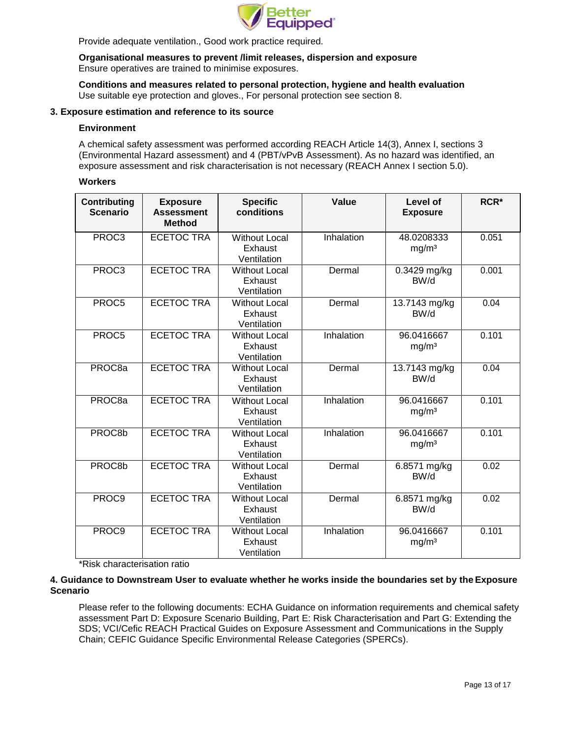Provide adequate ventilation., Good work practice required.

**Organisational measures to prevent /limit releases, dispersion and exposure**
Ensure operatives are trained to minimise exposures.

**Conditions and measures related to personal protection, hygiene and health evaluation**
Use suitable eye protection and gloves., For personal protection see section 8.

### 3. Exposure estimation and reference to its source

**Environment**

A chemical safety assessment was performed according REACH Article 14(3), Annex I, sections 3 (Environmental Hazard assessment) and 4 (PBT/vPvB Assessment). As no hazard was identified, an exposure assessment and risk characterisation is not necessary (REACH Annex I section 5.0).

**Workers**

| Contributing Scenario | Exposure Assessment Method | Specific conditions | Value | Level of Exposure | RCR* |
|---|---|---|---|---|---|
| PROC3 | ECETOC TRA | Without Local Exhaust Ventilation | Inhalation | 48.0208333 mg/m³ | 0.051 |
| PROC3 | ECETOC TRA | Without Local Exhaust Ventilation | Dermal | 0.3429 mg/kg BW/d | 0.001 |
| PROC5 | ECETOC TRA | Without Local Exhaust Ventilation | Dermal | 13.7143 mg/kg BW/d | 0.04 |
| PROC5 | ECETOC TRA | Without Local Exhaust Ventilation | Inhalation | 96.0416667 mg/m³ | 0.101 |
| PROC8a | ECETOC TRA | Without Local Exhaust Ventilation | Dermal | 13.7143 mg/kg BW/d | 0.04 |
| PROC8a | ECETOC TRA | Without Local Exhaust Ventilation | Inhalation | 96.0416667 mg/m³ | 0.101 |
| PROC8b | ECETOC TRA | Without Local Exhaust Ventilation | Inhalation | 96.0416667 mg/m³ | 0.101 |
| PROC8b | ECETOC TRA | Without Local Exhaust Ventilation | Dermal | 6.8571 mg/kg BW/d | 0.02 |
| PROC9 | ECETOC TRA | Without Local Exhaust Ventilation | Dermal | 6.8571 mg/kg BW/d | 0.02 |
| PROC9 | ECETOC TRA | Without Local Exhaust Ventilation | Inhalation | 96.0416667 mg/m³ | 0.101 |

*Risk characterisation ratio

### 4. Guidance to Downstream User to evaluate whether he works inside the boundaries set by the Exposure Scenario

Please refer to the following documents: ECHA Guidance on information requirements and chemical safety assessment Part D: Exposure Scenario Building, Part E: Risk Characterisation and Part G: Extending the SDS; VCI/Cefic REACH Practical Guides on Exposure Assessment and Communications in the Supply Chain; CEFIC Guidance Specific Environmental Release Categories (SPERCs).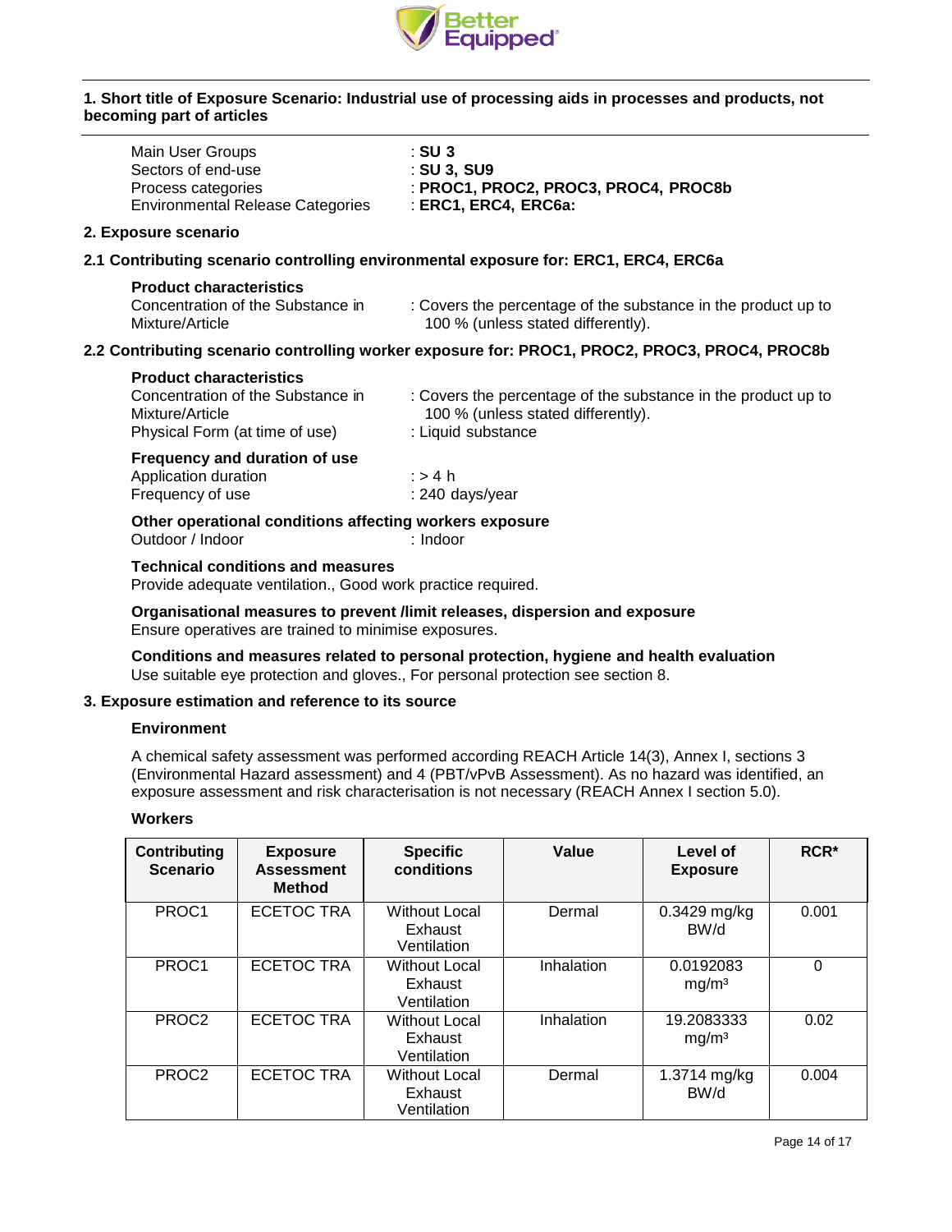## 1. Short title of Exposure Scenario: Industrial use of processing aids in processes and products, not becoming part of articles

| | |
|---|---|
| Main User Groups | : **SU 3** |
| Sectors of end-use | : **SU 3, SU9** |
| Process categories | : **PROC1, PROC2, PROC3, PROC4, PROC8b** |
| Environmental Release Categories | : **ERC1, ERC4, ERC6a:** |

## 2. Exposure scenario

### 2.1 Contributing scenario controlling environmental exposure for: ERC1, ERC4, ERC6a

**Product characteristics**

| | |
|---|---|
| Concentration of the Substance in Mixture/Article | : Covers the percentage of the substance in the product up to 100 % (unless stated differently). |

### 2.2 Contributing scenario controlling worker exposure for: PROC1, PROC2, PROC3, PROC4, PROC8b

**Product characteristics**

| | |
|---|---|
| Concentration of the Substance in Mixture/Article | : Covers the percentage of the substance in the product up to 100 % (unless stated differently). |
| Physical Form (at time of use) | : Liquid substance |

**Frequency and duration of use**

| | |
|---|---|
| Application duration | : > 4 h |
| Frequency of use | : 240 days/year |

**Other operational conditions affecting workers exposure**

| | |
|---|---|
| Outdoor / Indoor | : Indoor |

**Technical conditions and measures**

Provide adequate ventilation., Good work practice required.

**Organisational measures to prevent /limit releases, dispersion and exposure**

Ensure operatives are trained to minimise exposures.

**Conditions and measures related to personal protection, hygiene and health evaluation**

Use suitable eye protection and gloves., For personal protection see section 8.

## 3. Exposure estimation and reference to its source

**Environment**

A chemical safety assessment was performed according REACH Article 14(3), Annex I, sections 3 (Environmental Hazard assessment) and 4 (PBT/vPvB Assessment). As no hazard was identified, an exposure assessment and risk characterisation is not necessary (REACH Annex I section 5.0).

**Workers**

| Contributing Scenario | Exposure Assessment Method | Specific conditions | Value | Level of Exposure | RCR* |
|---|---|---|---|---|---|
| PROC1 | ECETOC TRA | Without Local Exhaust Ventilation | Dermal | 0.3429 mg/kg BW/d | 0.001 |
| PROC1 | ECETOC TRA | Without Local Exhaust Ventilation | Inhalation | 0.0192083 mg/m³ | 0 |
| PROC2 | ECETOC TRA | Without Local Exhaust Ventilation | Inhalation | 19.2083333 mg/m³ | 0.02 |
| PROC2 | ECETOC TRA | Without Local Exhaust Ventilation | Dermal | 1.3714 mg/kg BW/d | 0.004 |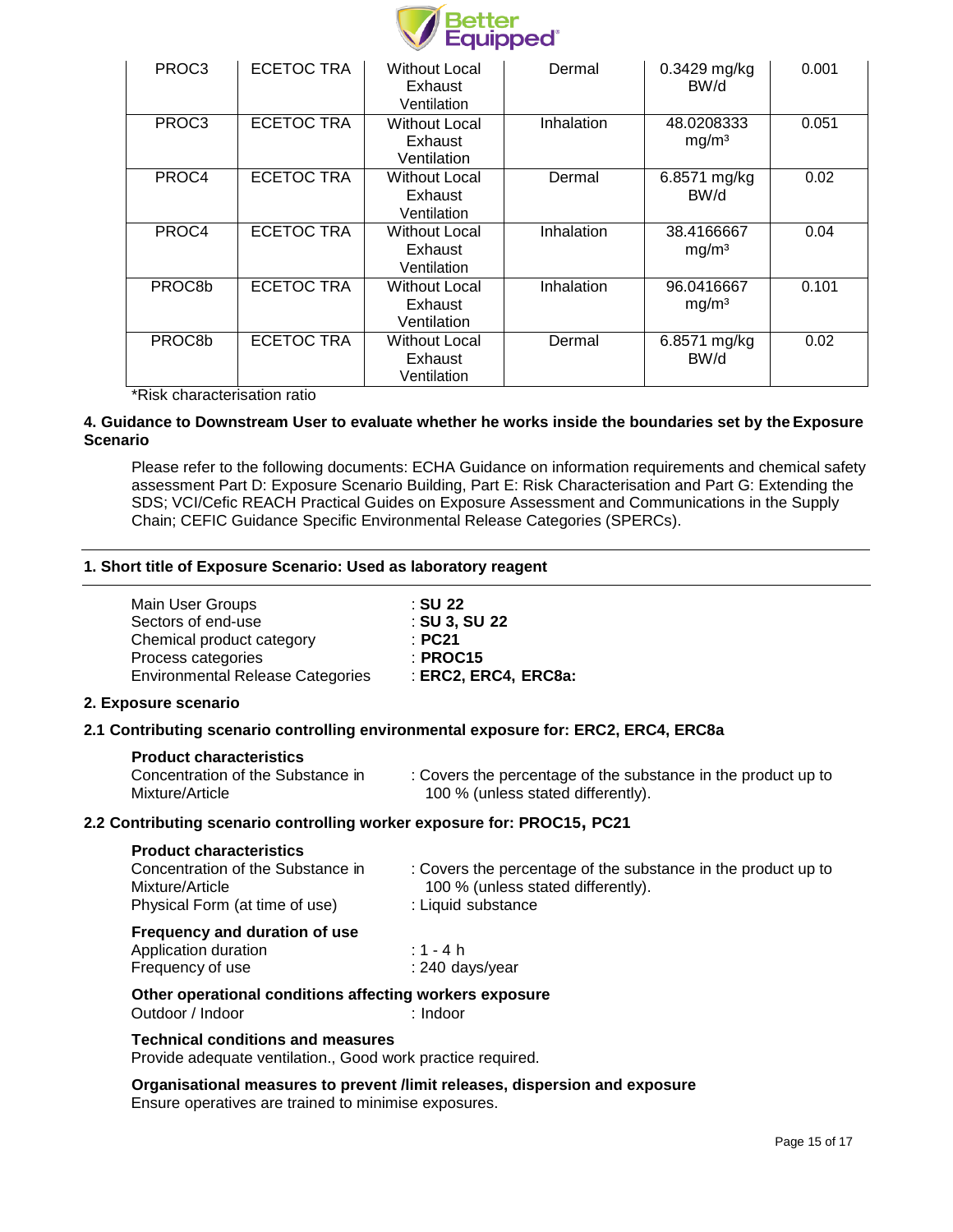| PROC3 | ECETOC TRA | Without Local Exhaust Ventilation | Dermal | 0.3429 mg/kg BW/d | 0.001 |
|---|---|---|---|---|---|
| PROC3 | ECETOC TRA | Without Local Exhaust Ventilation | Inhalation | 48.0208333 mg/m³ | 0.051 |
| PROC4 | ECETOC TRA | Without Local Exhaust Ventilation | Dermal | 6.8571 mg/kg BW/d | 0.02 |
| PROC4 | ECETOC TRA | Without Local Exhaust Ventilation | Inhalation | 38.4166667 mg/m³ | 0.04 |
| PROC8b | ECETOC TRA | Without Local Exhaust Ventilation | Inhalation | 96.0416667 mg/m³ | 0.101 |
| PROC8b | ECETOC TRA | Without Local Exhaust Ventilation | Dermal | 6.8571 mg/kg BW/d | 0.02 |

*Risk characterisation ratio

**4. Guidance to Downstream User to evaluate whether he works inside the boundaries set by the Exposure Scenario**

Please refer to the following documents: ECHA Guidance on information requirements and chemical safety assessment Part D: Exposure Scenario Building, Part E: Risk Characterisation and Part G: Extending the SDS; VCI/Cefic REACH Practical Guides on Exposure Assessment and Communications in the Supply Chain; CEFIC Guidance Specific Environmental Release Categories (SPERCs).

---

**1. Short title of Exposure Scenario: Used as laboratory reagent**

| | |
|---|---|
| Main User Groups | : **SU 22** |
| Sectors of end-use | : **SU 3, SU 22** |
| Chemical product category | : **PC21** |
| Process categories | : **PROC15** |
| Environmental Release Categories | : **ERC2, ERC4, ERC8a:** |

**2. Exposure scenario**

**2.1 Contributing scenario controlling environmental exposure for: ERC2, ERC4, ERC8a**

**Product characteristics**

Concentration of the Substance in Mixture/Article : Covers the percentage of the substance in the product up to 100 % (unless stated differently).

**2.2 Contributing scenario controlling worker exposure for: PROC15, PC21**

**Product characteristics**

Concentration of the Substance in Mixture/Article : Covers the percentage of the substance in the product up to 100 % (unless stated differently).

Physical Form (at time of use) : Liquid substance

**Frequency and duration of use**

Application duration : 1 - 4 h

Frequency of use : 240 days/year

**Other operational conditions affecting workers exposure**

Outdoor / Indoor : Indoor

**Technical conditions and measures**

Provide adequate ventilation., Good work practice required.

**Organisational measures to prevent /limit releases, dispersion and exposure**

Ensure operatives are trained to minimise exposures.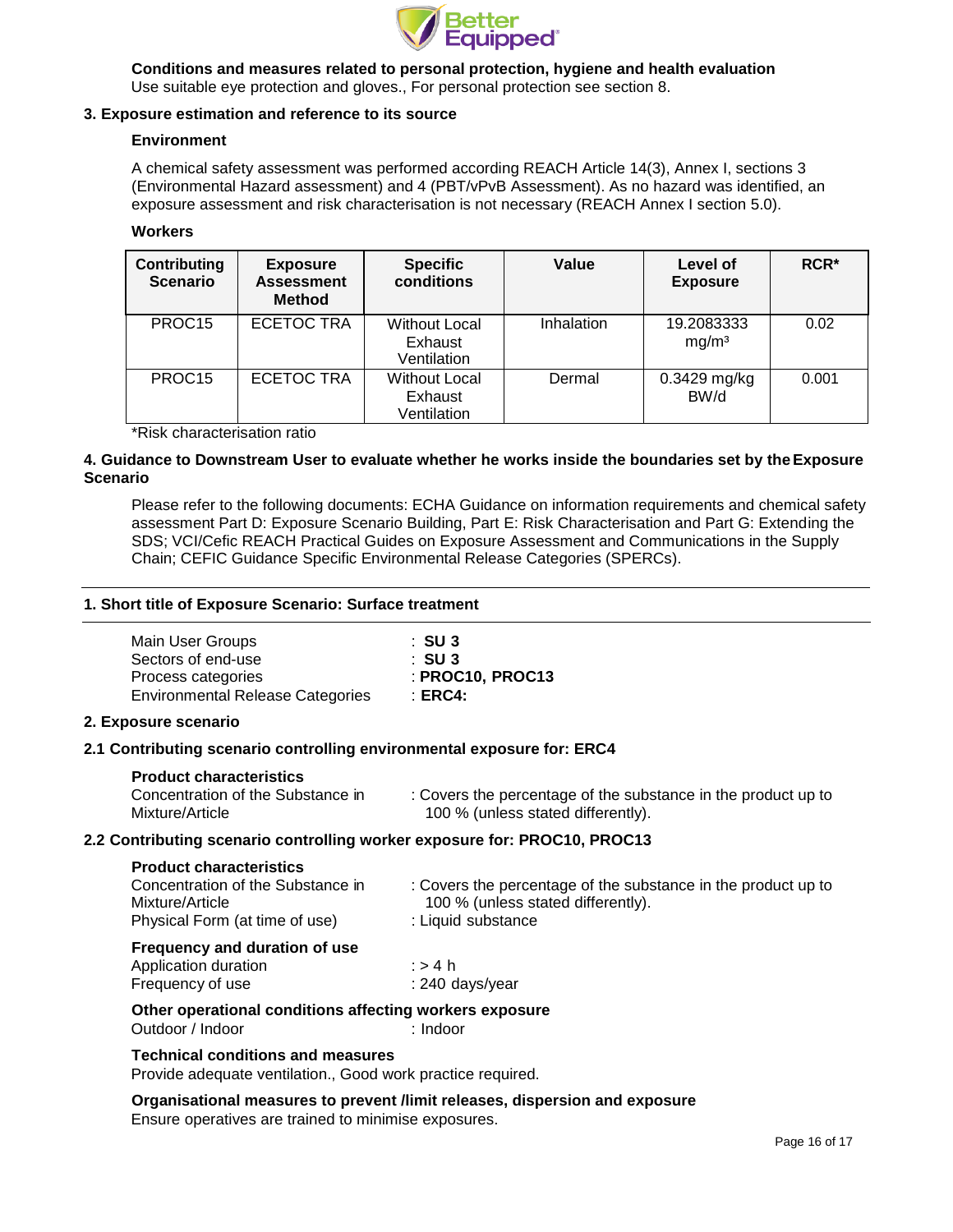**Conditions and measures related to personal protection, hygiene and health evaluation**

Use suitable eye protection and gloves., For personal protection see section 8.

### 3. Exposure estimation and reference to its source

**Environment**

A chemical safety assessment was performed according REACH Article 14(3), Annex I, sections 3 (Environmental Hazard assessment) and 4 (PBT/vPvB Assessment). As no hazard was identified, an exposure assessment and risk characterisation is not necessary (REACH Annex I section 5.0).

**Workers**

| Contributing Scenario | Exposure Assessment Method | Specific conditions | Value | Level of Exposure | RCR* |
|---|---|---|---|---|---|
| PROC15 | ECETOC TRA | Without Local Exhaust Ventilation | Inhalation | 19.2083333 $mg/m^3$ | 0.02 |
| PROC15 | ECETOC TRA | Without Local Exhaust Ventilation | Dermal | 0.3429 mg/kg BW/d | 0.001 |

*Risk characterisation ratio

### 4. Guidance to Downstream User to evaluate whether he works inside the boundaries set by the Exposure Scenario

Please refer to the following documents: ECHA Guidance on information requirements and chemical safety assessment Part D: Exposure Scenario Building, Part E: Risk Characterisation and Part G: Extending the SDS; VCI/Cefic REACH Practical Guides on Exposure Assessment and Communications in the Supply Chain; CEFIC Guidance Specific Environmental Release Categories (SPERCs).

---

### 1. Short title of Exposure Scenario: Surface treatment

---

| | |
|---|---|
| Main User Groups | : **SU 3** |
| Sectors of end-use | : **SU 3** |
| Process categories | : **PROC10, PROC13** |
| Environmental Release Categories | : **ERC4:** |

### 2. Exposure scenario

#### 2.1 Contributing scenario controlling environmental exposure for: ERC4

**Product characteristics**

Concentration of the Substance in Mixture/Article : Covers the percentage of the substance in the product up to 100 % (unless stated differently).

#### 2.2 Contributing scenario controlling worker exposure for: PROC10, PROC13

**Product characteristics**

Concentration of the Substance in Mixture/Article : Covers the percentage of the substance in the product up to 100 % (unless stated differently).

Physical Form (at time of use) : Liquid substance

**Frequency and duration of use**

Application duration : > 4 h

Frequency of use : 240 days/year

**Other operational conditions affecting workers exposure**

Outdoor / Indoor : Indoor

**Technical conditions and measures**

Provide adequate ventilation., Good work practice required.

**Organisational measures to prevent /limit releases, dispersion and exposure**

Ensure operatives are trained to minimise exposures.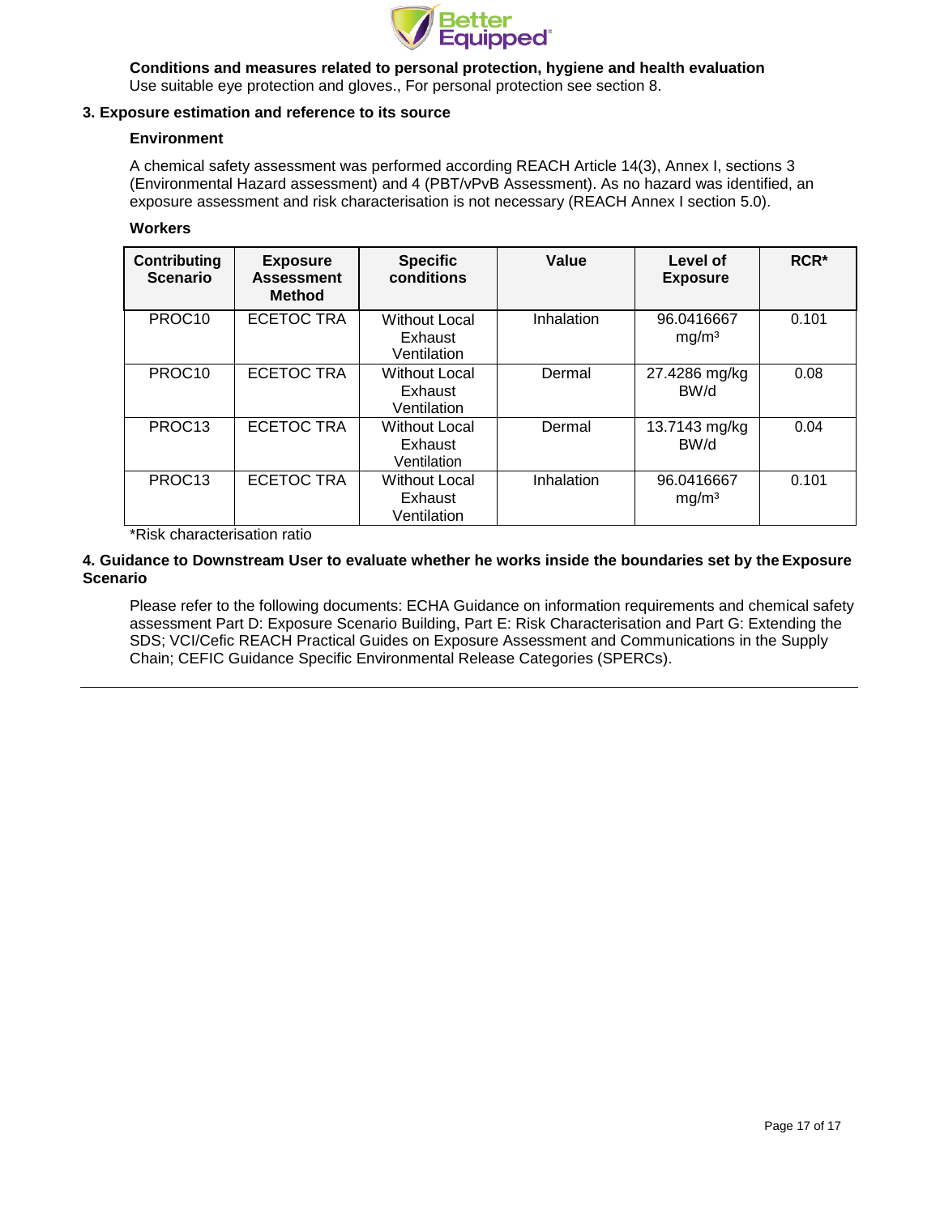**Conditions and measures related to personal protection, hygiene and health evaluation**

Use suitable eye protection and gloves., For personal protection see section 8.

### 3. Exposure estimation and reference to its source

**Environment**

A chemical safety assessment was performed according REACH Article 14(3), Annex I, sections 3 (Environmental Hazard assessment) and 4 (PBT/vPvB Assessment). As no hazard was identified, an exposure assessment and risk characterisation is not necessary (REACH Annex I section 5.0).

**Workers**

| Contributing Scenario | Exposure Assessment Method | Specific conditions | Value | Level of Exposure | RCR* |
|---|---|---|---|---|---|
| PROC10 | ECETOC TRA | Without Local Exhaust Ventilation | Inhalation | 96.0416667 mg/m³ | 0.101 |
| PROC10 | ECETOC TRA | Without Local Exhaust Ventilation | Dermal | 27.4286 mg/kg BW/d | 0.08 |
| PROC13 | ECETOC TRA | Without Local Exhaust Ventilation | Dermal | 13.7143 mg/kg BW/d | 0.04 |
| PROC13 | ECETOC TRA | Without Local Exhaust Ventilation | Inhalation | 96.0416667 mg/m³ | 0.101 |

*Risk characterisation ratio

### 4. Guidance to Downstream User to evaluate whether he works inside the boundaries set by the Exposure Scenario

Please refer to the following documents: ECHA Guidance on information requirements and chemical safety assessment Part D: Exposure Scenario Building, Part E: Risk Characterisation and Part G: Extending the SDS; VCI/Cefic REACH Practical Guides on Exposure Assessment and Communications in the Supply Chain; CEFIC Guidance Specific Environmental Release Categories (SPERCs).